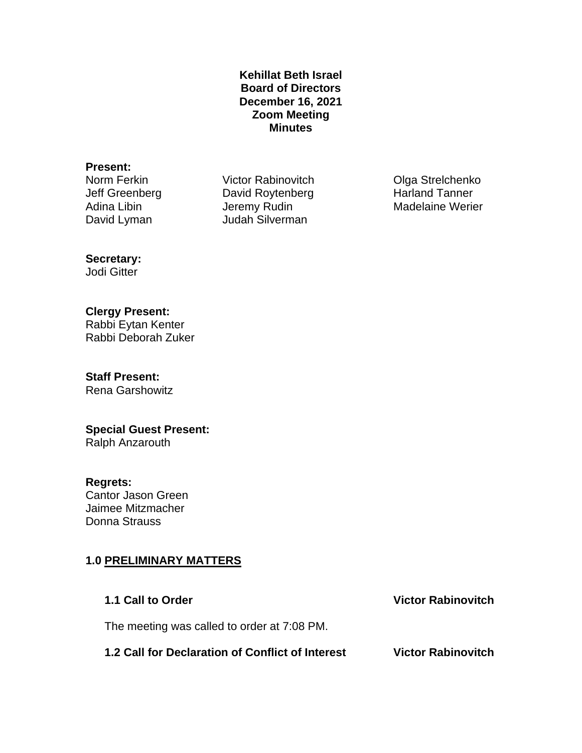**Kehillat Beth Israel**
**Board of Directors**
**December 16, 2021**
**Zoom Meeting**
**Minutes**

**Present:**

Norm Ferkin
Jeff Greenberg
Adina Libin
David Lyman
Victor Rabinovitch
David Roytenberg
Jeremy Rudin
Judah Silverman
Olga Strelchenko
Harland Tanner
Madelaine Werier

**Secretary:**
Jodi Gitter

**Clergy Present:**
Rabbi Eytan Kenter
Rabbi Deborah Zuker

**Staff Present:**
Rena Garshowitz

**Special Guest Present:**
Ralph Anzarouth

**Regrets:**
Cantor Jason Green
Jaimee Mitzmacher
Donna Strauss

## 1.0 PRELIMINARY MATTERS

### 1.1 Call to Order — Victor Rabinovitch

The meeting was called to order at 7:08 PM.

### 1.2 Call for Declaration of Conflict of Interest — Victor Rabinovitch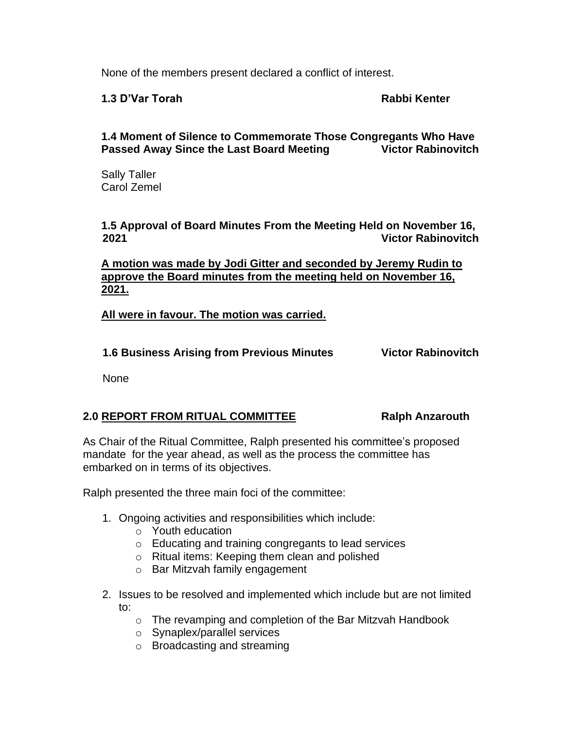None of the members present declared a conflict of interest.

**1.3 D'Var Torah** **Rabbi Kenter**

**1.4 Moment of Silence to Commemorate Those Congregants Who Have Passed Away Since the Last Board Meeting** **Victor Rabinovitch**

Sally Taller
Carol Zemel

**1.5 Approval of Board Minutes From the Meeting Held on November 16, 2021** **Victor Rabinovitch**

**<u>A motion was made by Jodi Gitter and seconded by Jeremy Rudin to approve the Board minutes from the meeting held on November 16, 2021.</u>**

**<u>All were in favour. The motion was carried.</u>**

**1.6 Business Arising from Previous Minutes** **Victor Rabinovitch**

None

## 2.0 <u>REPORT FROM RITUAL COMMITTEE</u> Ralph Anzarouth

As Chair of the Ritual Committee, Ralph presented his committee's proposed mandate for the year ahead, as well as the process the committee has embarked on in terms of its objectives.

Ralph presented the three main foci of the committee:

1. Ongoing activities and responsibilities which include:
   - Youth education
   - Educating and training congregants to lead services
   - Ritual items: Keeping them clean and polished
   - Bar Mitzvah family engagement
2. Issues to be resolved and implemented which include but are not limited to:
   - The revamping and completion of the Bar Mitzvah Handbook
   - Synaplex/parallel services
   - Broadcasting and streaming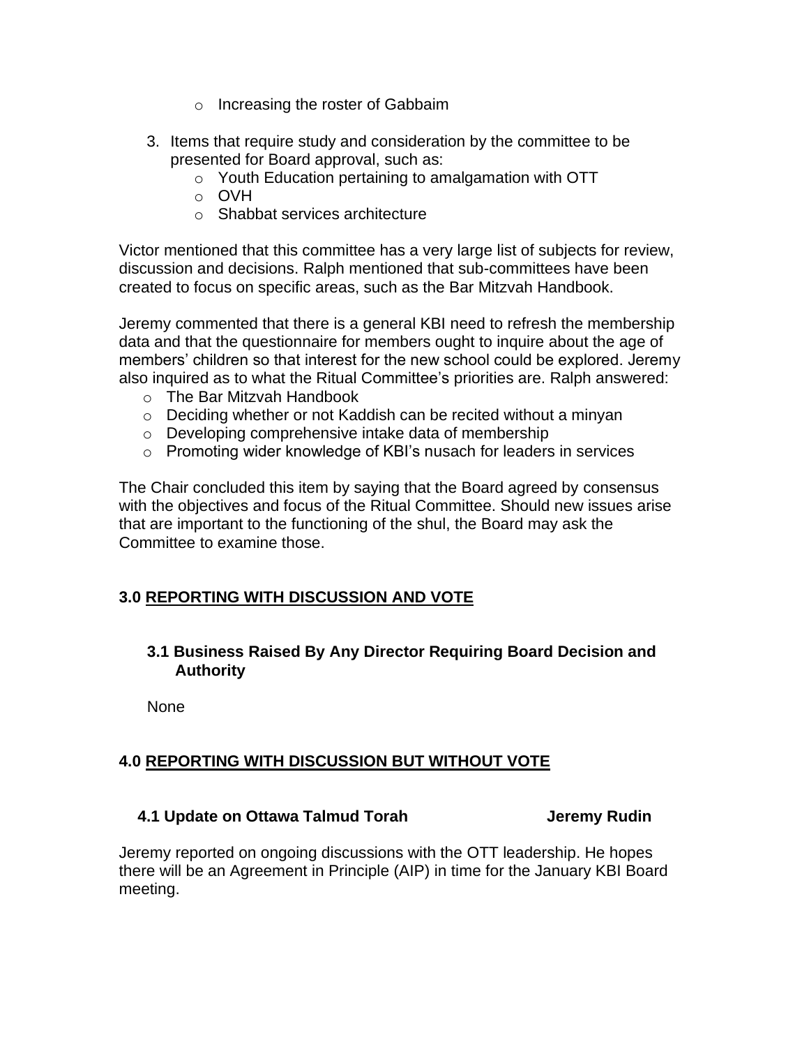- Increasing the roster of Gabbaim

3. Items that require study and consideration by the committee to be presented for Board approval, such as:
   - Youth Education pertaining to amalgamation with OTT
   - OVH
   - Shabbat services architecture

Victor mentioned that this committee has a very large list of subjects for review, discussion and decisions. Ralph mentioned that sub-committees have been created to focus on specific areas, such as the Bar Mitzvah Handbook.

Jeremy commented that there is a general KBI need to refresh the membership data and that the questionnaire for members ought to inquire about the age of members' children so that interest for the new school could be explored. Jeremy also inquired as to what the Ritual Committee's priorities are. Ralph answered:

- The Bar Mitzvah Handbook
- Deciding whether or not Kaddish can be recited without a minyan
- Developing comprehensive intake data of membership
- Promoting wider knowledge of KBI's nusach for leaders in services

The Chair concluded this item by saying that the Board agreed by consensus with the objectives and focus of the Ritual Committee. Should new issues arise that are important to the functioning of the shul, the Board may ask the Committee to examine those.

## 3.0 REPORTING WITH DISCUSSION AND VOTE

### 3.1 Business Raised By Any Director Requiring Board Decision and Authority

None

## 4.0 REPORTING WITH DISCUSSION BUT WITHOUT VOTE

### 4.1 Update on Ottawa Talmud Torah — Jeremy Rudin

Jeremy reported on ongoing discussions with the OTT leadership. He hopes there will be an Agreement in Principle (AIP) in time for the January KBI Board meeting.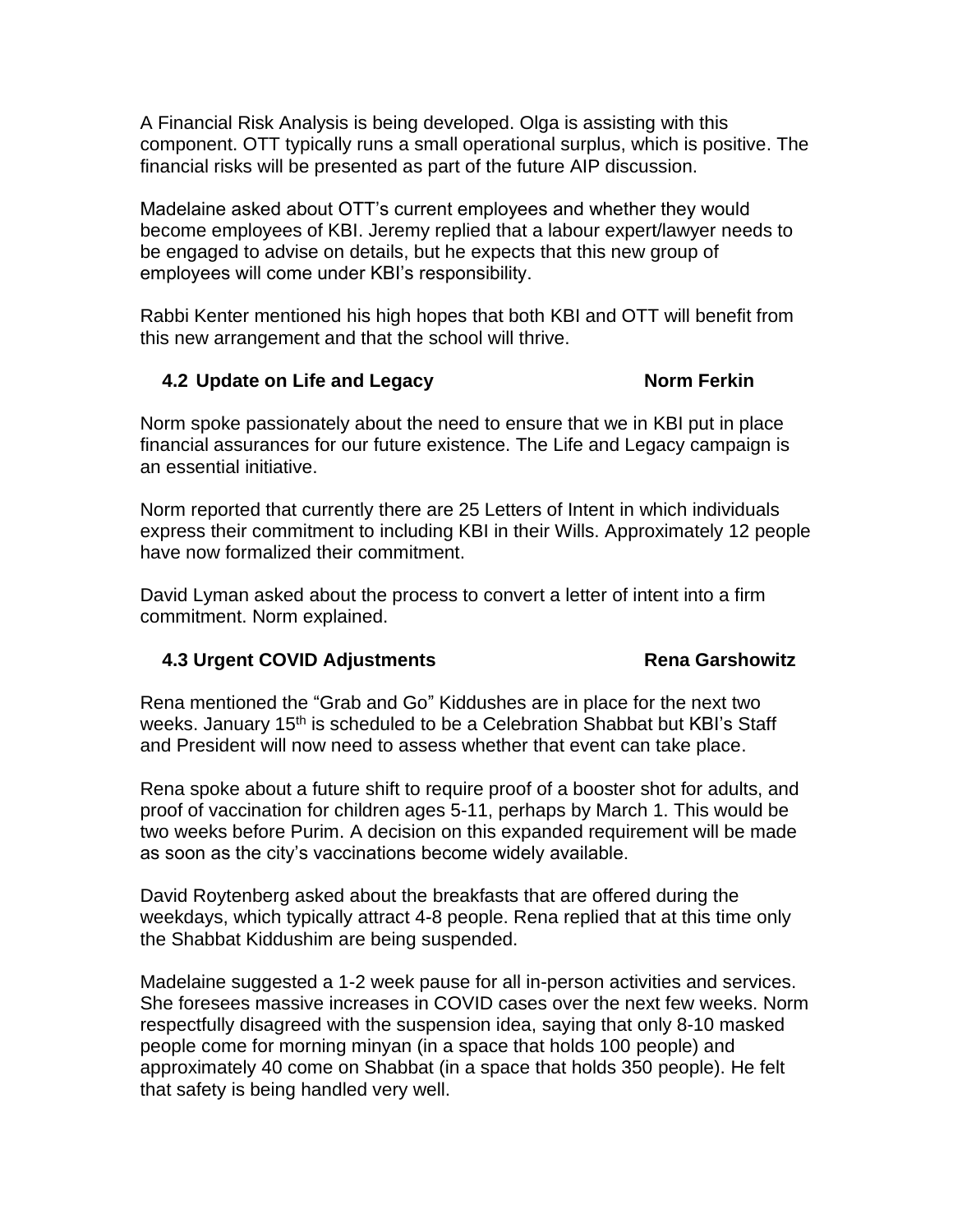A Financial Risk Analysis is being developed. Olga is assisting with this component. OTT typically runs a small operational surplus, which is positive. The financial risks will be presented as part of the future AIP discussion.

Madelaine asked about OTT's current employees and whether they would become employees of KBI. Jeremy replied that a labour expert/lawyer needs to be engaged to advise on details, but he expects that this new group of employees will come under KBI's responsibility.

Rabbi Kenter mentioned his high hopes that both KBI and OTT will benefit from this new arrangement and that the school will thrive.

### 4.2 Update on Life and Legacy — Norm Ferkin

Norm spoke passionately about the need to ensure that we in KBI put in place financial assurances for our future existence. The Life and Legacy campaign is an essential initiative.

Norm reported that currently there are 25 Letters of Intent in which individuals express their commitment to including KBI in their Wills. Approximately 12 people have now formalized their commitment.

David Lyman asked about the process to convert a letter of intent into a firm commitment. Norm explained.

### 4.3 Urgent COVID Adjustments — Rena Garshowitz

Rena mentioned the "Grab and Go" Kiddushes are in place for the next two weeks. January 15th is scheduled to be a Celebration Shabbat but KBI's Staff and President will now need to assess whether that event can take place.

Rena spoke about a future shift to require proof of a booster shot for adults, and proof of vaccination for children ages 5-11, perhaps by March 1. This would be two weeks before Purim. A decision on this expanded requirement will be made as soon as the city's vaccinations become widely available.

David Roytenberg asked about the breakfasts that are offered during the weekdays, which typically attract 4-8 people. Rena replied that at this time only the Shabbat Kiddushim are being suspended.

Madelaine suggested a 1-2 week pause for all in-person activities and services. She foresees massive increases in COVID cases over the next few weeks. Norm respectfully disagreed with the suspension idea, saying that only 8-10 masked people come for morning minyan (in a space that holds 100 people) and approximately 40 come on Shabbat (in a space that holds 350 people). He felt that safety is being handled very well.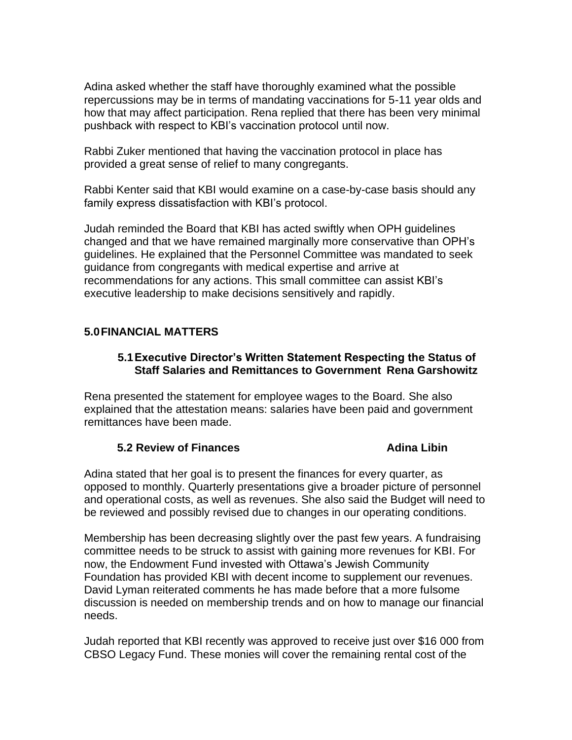Adina asked whether the staff have thoroughly examined what the possible repercussions may be in terms of mandating vaccinations for 5-11 year olds and how that may affect participation. Rena replied that there has been very minimal pushback with respect to KBI's vaccination protocol until now.

Rabbi Zuker mentioned that having the vaccination protocol in place has provided a great sense of relief to many congregants.

Rabbi Kenter said that KBI would examine on a case-by-case basis should any family express dissatisfaction with KBI's protocol.

Judah reminded the Board that KBI has acted swiftly when OPH guidelines changed and that we have remained marginally more conservative than OPH's guidelines. He explained that the Personnel Committee was mandated to seek guidance from congregants with medical expertise and arrive at recommendations for any actions. This small committee can assist KBI's executive leadership to make decisions sensitively and rapidly.

## 5.0 FINANCIAL MATTERS

### 5.1 Executive Director's Written Statement Respecting the Status of Staff Salaries and Remittances to Government Rena Garshowitz

Rena presented the statement for employee wages to the Board. She also explained that the attestation means: salaries have been paid and government remittances have been made.

### 5.2 Review of Finances Adina Libin

Adina stated that her goal is to present the finances for every quarter, as opposed to monthly. Quarterly presentations give a broader picture of personnel and operational costs, as well as revenues. She also said the Budget will need to be reviewed and possibly revised due to changes in our operating conditions.

Membership has been decreasing slightly over the past few years. A fundraising committee needs to be struck to assist with gaining more revenues for KBI. For now, the Endowment Fund invested with Ottawa's Jewish Community Foundation has provided KBI with decent income to supplement our revenues. David Lyman reiterated comments he has made before that a more fulsome discussion is needed on membership trends and on how to manage our financial needs.

Judah reported that KBI recently was approved to receive just over $16 000 from CBSO Legacy Fund. These monies will cover the remaining rental cost of the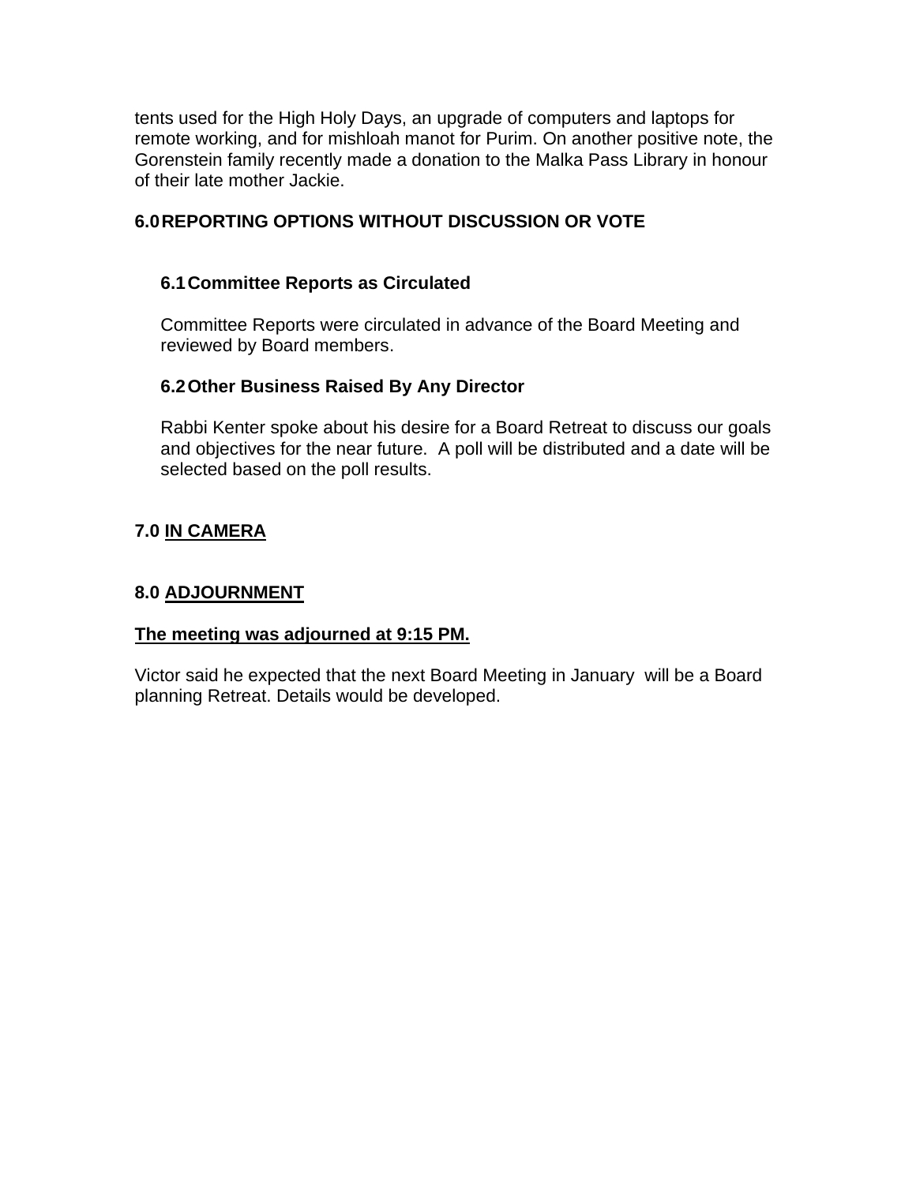tents used for the High Holy Days, an upgrade of computers and laptops for remote working, and for mishloah manot for Purim. On another positive note, the Gorenstein family recently made a donation to the Malka Pass Library in honour of their late mother Jackie.

## 6.0 REPORTING OPTIONS WITHOUT DISCUSSION OR VOTE

### 6.1 Committee Reports as Circulated

Committee Reports were circulated in advance of the Board Meeting and reviewed by Board members.

### 6.2 Other Business Raised By Any Director

Rabbi Kenter spoke about his desire for a Board Retreat to discuss our goals and objectives for the near future. A poll will be distributed and a date will be selected based on the poll results.

## 7.0 IN CAMERA

## 8.0 ADJOURNMENT

**The meeting was adjourned at 9:15 PM.**

Victor said he expected that the next Board Meeting in January will be a Board planning Retreat. Details would be developed.